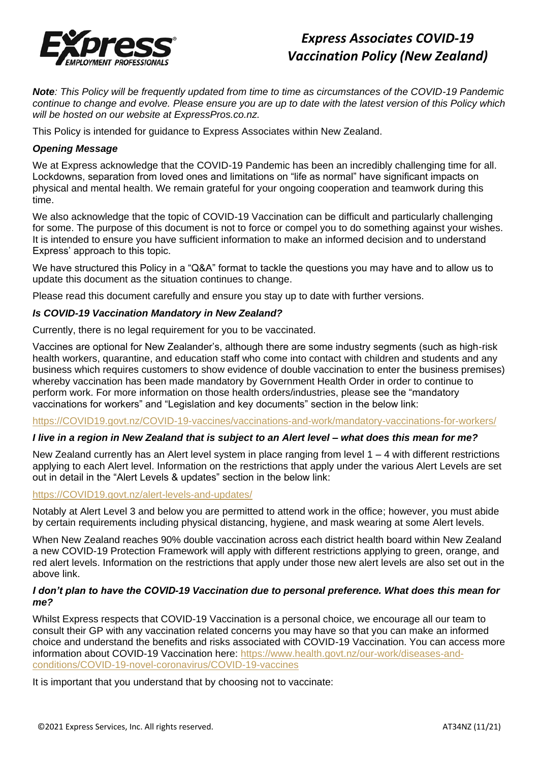# Express Associates COVID-19 Vaccination Policy (New Zealand)

***Note**: This Policy will be frequently updated from time to time as circumstances of the COVID-19 Pandemic continue to change and evolve. Please ensure you are up to date with the latest version of this Policy which will be hosted on our website at ExpressPros.co.nz.*

This Policy is intended for guidance to Express Associates within New Zealand.

### *Opening Message*

We at Express acknowledge that the COVID-19 Pandemic has been an incredibly challenging time for all. Lockdowns, separation from loved ones and limitations on "life as normal" have significant impacts on physical and mental health. We remain grateful for your ongoing cooperation and teamwork during this time.

We also acknowledge that the topic of COVID-19 Vaccination can be difficult and particularly challenging for some. The purpose of this document is not to force or compel you to do something against your wishes. It is intended to ensure you have sufficient information to make an informed decision and to understand Express' approach to this topic.

We have structured this Policy in a "Q&A" format to tackle the questions you may have and to allow us to update this document as the situation continues to change.

Please read this document carefully and ensure you stay up to date with further versions.

### *Is COVID-19 Vaccination Mandatory in New Zealand?*

Currently, there is no legal requirement for you to be vaccinated.

Vaccines are optional for New Zealander's, although there are some industry segments (such as high-risk health workers, quarantine, and education staff who come into contact with children and students and any business which requires customers to show evidence of double vaccination to enter the business premises) whereby vaccination has been made mandatory by Government Health Order in order to continue to perform work. For more information on those health orders/industries, please see the "mandatory vaccinations for workers" and "Legislation and key documents" section in the below link:

https://COVID19.govt.nz/COVID-19-vaccines/vaccinations-and-work/mandatory-vaccinations-for-workers/

### *I live in a region in New Zealand that is subject to an Alert level – what does this mean for me?*

New Zealand currently has an Alert level system in place ranging from level 1 – 4 with different restrictions applying to each Alert level. Information on the restrictions that apply under the various Alert Levels are set out in detail in the "Alert Levels & updates" section in the below link:

https://COVID19.govt.nz/alert-levels-and-updates/

Notably at Alert Level 3 and below you are permitted to attend work in the office; however, you must abide by certain requirements including physical distancing, hygiene, and mask wearing at some Alert levels.

When New Zealand reaches 90% double vaccination across each district health board within New Zealand a new COVID-19 Protection Framework will apply with different restrictions applying to green, orange, and red alert levels. Information on the restrictions that apply under those new alert levels are also set out in the above link.

### *I don't plan to have the COVID-19 Vaccination due to personal preference. What does this mean for me?*

Whilst Express respects that COVID-19 Vaccination is a personal choice, we encourage all our team to consult their GP with any vaccination related concerns you may have so that you can make an informed choice and understand the benefits and risks associated with COVID-19 Vaccination. You can access more information about COVID-19 Vaccination here: https://www.health.govt.nz/our-work/diseases-and-conditions/COVID-19-novel-coronavirus/COVID-19-vaccines

It is important that you understand that by choosing not to vaccinate: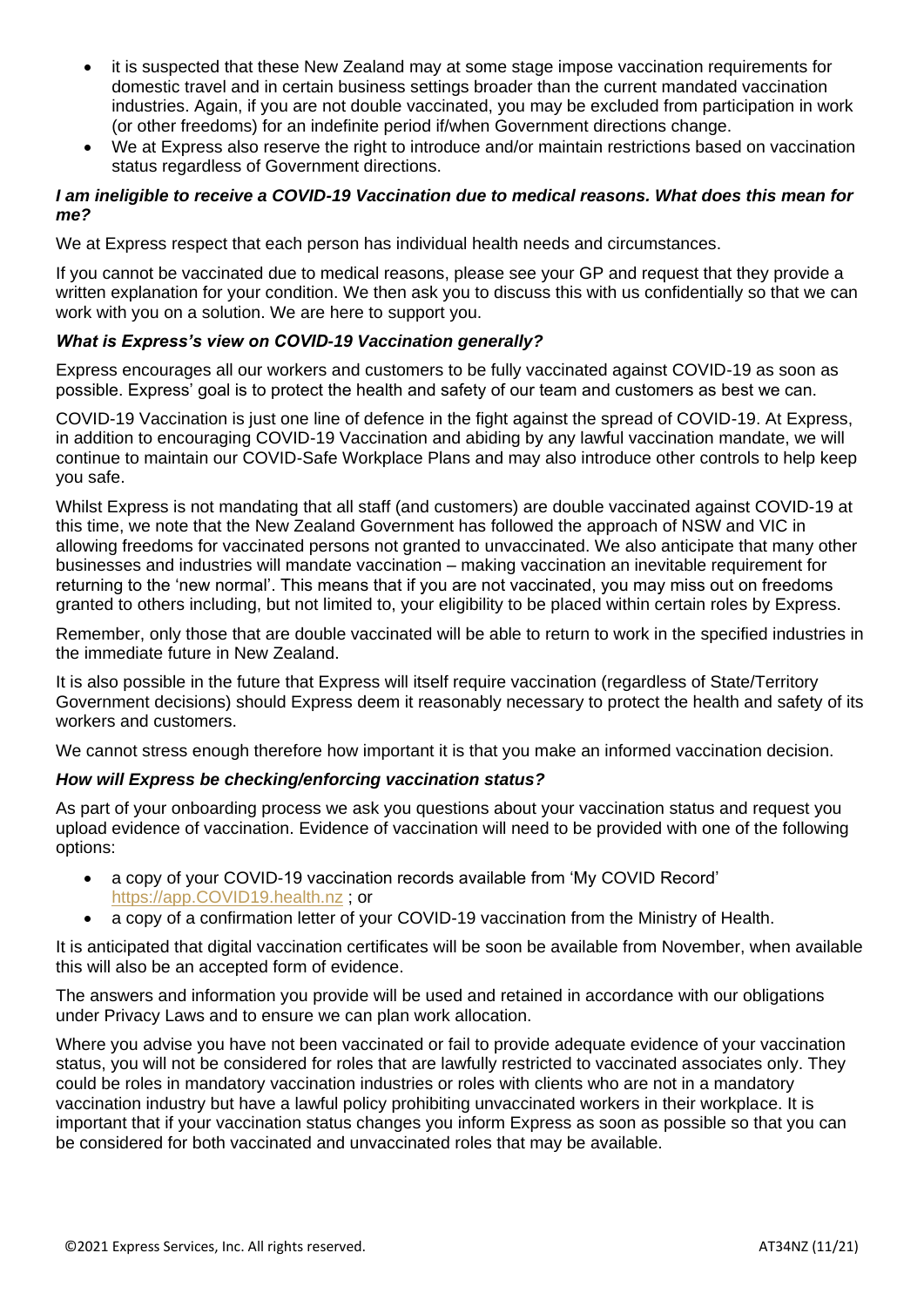- it is suspected that these New Zealand may at some stage impose vaccination requirements for domestic travel and in certain business settings broader than the current mandated vaccination industries. Again, if you are not double vaccinated, you may be excluded from participation in work (or other freedoms) for an indefinite period if/when Government directions change.
- We at Express also reserve the right to introduce and/or maintain restrictions based on vaccination status regardless of Government directions.

### *I am ineligible to receive a COVID-19 Vaccination due to medical reasons. What does this mean for me?*

We at Express respect that each person has individual health needs and circumstances.

If you cannot be vaccinated due to medical reasons, please see your GP and request that they provide a written explanation for your condition. We then ask you to discuss this with us confidentially so that we can work with you on a solution. We are here to support you.

### *What is Express's view on COVID-19 Vaccination generally?*

Express encourages all our workers and customers to be fully vaccinated against COVID-19 as soon as possible. Express' goal is to protect the health and safety of our team and customers as best we can.

COVID-19 Vaccination is just one line of defence in the fight against the spread of COVID-19. At Express, in addition to encouraging COVID-19 Vaccination and abiding by any lawful vaccination mandate, we will continue to maintain our COVID-Safe Workplace Plans and may also introduce other controls to help keep you safe.

Whilst Express is not mandating that all staff (and customers) are double vaccinated against COVID-19 at this time, we note that the New Zealand Government has followed the approach of NSW and VIC in allowing freedoms for vaccinated persons not granted to unvaccinated. We also anticipate that many other businesses and industries will mandate vaccination – making vaccination an inevitable requirement for returning to the 'new normal'. This means that if you are not vaccinated, you may miss out on freedoms granted to others including, but not limited to, your eligibility to be placed within certain roles by Express.

Remember, only those that are double vaccinated will be able to return to work in the specified industries in the immediate future in New Zealand.

It is also possible in the future that Express will itself require vaccination (regardless of State/Territory Government decisions) should Express deem it reasonably necessary to protect the health and safety of its workers and customers.

We cannot stress enough therefore how important it is that you make an informed vaccination decision.

### *How will Express be checking/enforcing vaccination status?*

As part of your onboarding process we ask you questions about your vaccination status and request you upload evidence of vaccination. Evidence of vaccination will need to be provided with one of the following options:

- a copy of your COVID-19 vaccination records available from 'My COVID Record' https://app.COVID19.health.nz ; or
- a copy of a confirmation letter of your COVID-19 vaccination from the Ministry of Health.

It is anticipated that digital vaccination certificates will be soon be available from November, when available this will also be an accepted form of evidence.

The answers and information you provide will be used and retained in accordance with our obligations under Privacy Laws and to ensure we can plan work allocation.

Where you advise you have not been vaccinated or fail to provide adequate evidence of your vaccination status, you will not be considered for roles that are lawfully restricted to vaccinated associates only. They could be roles in mandatory vaccination industries or roles with clients who are not in a mandatory vaccination industry but have a lawful policy prohibiting unvaccinated workers in their workplace. It is important that if your vaccination status changes you inform Express as soon as possible so that you can be considered for both vaccinated and unvaccinated roles that may be available.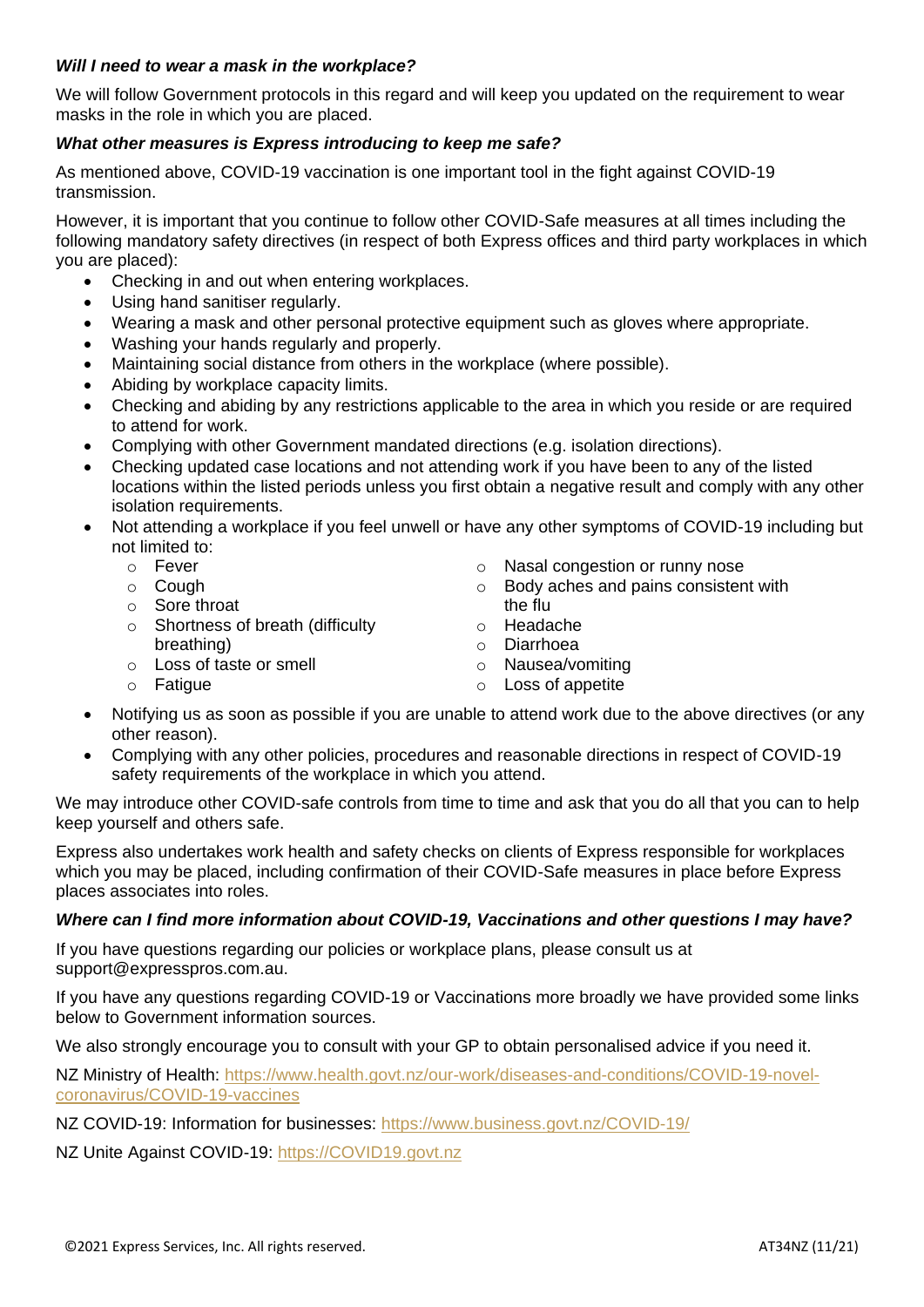***Will I need to wear a mask in the workplace?***

We will follow Government protocols in this regard and will keep you updated on the requirement to wear masks in the role in which you are placed.

***What other measures is Express introducing to keep me safe?***

As mentioned above, COVID-19 vaccination is one important tool in the fight against COVID-19 transmission.

However, it is important that you continue to follow other COVID-Safe measures at all times including the following mandatory safety directives (in respect of both Express offices and third party workplaces in which you are placed):

- Checking in and out when entering workplaces.
- Using hand sanitiser regularly.
- Wearing a mask and other personal protective equipment such as gloves where appropriate.
- Washing your hands regularly and properly.
- Maintaining social distance from others in the workplace (where possible).
- Abiding by workplace capacity limits.
- Checking and abiding by any restrictions applicable to the area in which you reside or are required to attend for work.
- Complying with other Government mandated directions (e.g. isolation directions).
- Checking updated case locations and not attending work if you have been to any of the listed locations within the listed periods unless you first obtain a negative result and comply with any other isolation requirements.
- Not attending a workplace if you feel unwell or have any other symptoms of COVID-19 including but not limited to:
  - Fever
  - Cough
  - Sore throat
  - Shortness of breath (difficulty breathing)
  - Loss of taste or smell
  - Fatigue
  - Nasal congestion or runny nose
  - Body aches and pains consistent with the flu
  - Headache
  - Diarrhoea
  - Nausea/vomiting
  - Loss of appetite
- Notifying us as soon as possible if you are unable to attend work due to the above directives (or any other reason).
- Complying with any other policies, procedures and reasonable directions in respect of COVID-19 safety requirements of the workplace in which you attend.

We may introduce other COVID-safe controls from time to time and ask that you do all that you can to help keep yourself and others safe.

Express also undertakes work health and safety checks on clients of Express responsible for workplaces which you may be placed, including confirmation of their COVID-Safe measures in place before Express places associates into roles.

***Where can I find more information about COVID-19, Vaccinations and other questions I may have?***

If you have questions regarding our policies or workplace plans, please consult us at support@expresspros.com.au.

If you have any questions regarding COVID-19 or Vaccinations more broadly we have provided some links below to Government information sources.

We also strongly encourage you to consult with your GP to obtain personalised advice if you need it.

NZ Ministry of Health: https://www.health.govt.nz/our-work/diseases-and-conditions/COVID-19-novel-coronavirus/COVID-19-vaccines

NZ COVID-19: Information for businesses: https://www.business.govt.nz/COVID-19/

NZ Unite Against COVID-19: https://COVID19.govt.nz

©2021 Express Services, Inc. All rights reserved. AT34NZ (11/21)